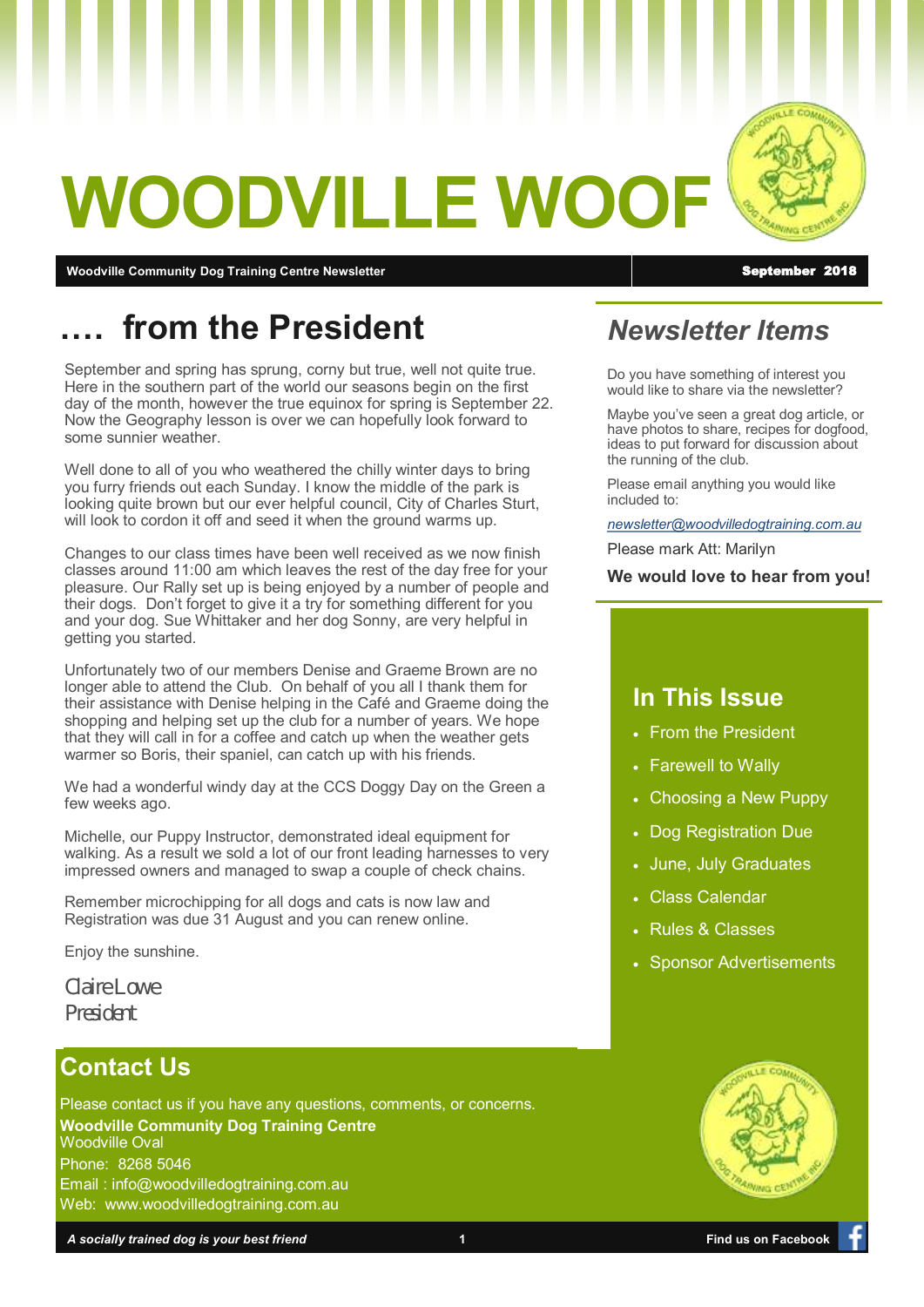# WOODVILLE WOOF

**Woodville Community Dog Training Centre Newsletter** | **September 2018**

## …. from the President

September and spring has sprung, corny but true, well not quite true. Here in the southern part of the world our seasons begin on the first day of the month, however the true equinox for spring is September 22. Now the Geography lesson is over we can hopefully look forward to some sunnier weather.

Well done to all of you who weathered the chilly winter days to bring you furry friends out each Sunday. I know the middle of the park is looking quite brown but our ever helpful council, City of Charles Sturt, will look to cordon it off and seed it when the ground warms up.

Changes to our class times have been well received as we now finish classes around 11:00 am which leaves the rest of the day free for your pleasure. Our Rally set up is being enjoyed by a number of people and their dogs. Don't forget to give it a try for something different for you and your dog. Sue Whittaker and her dog Sonny, are very helpful in getting you started.

Unfortunately two of our members Denise and Graeme Brown are no longer able to attend the Club. On behalf of you all I thank them for their assistance with Denise helping in the Café and Graeme doing the shopping and helping set up the club for a number of years. We hope that they will call in for a coffee and catch up when the weather gets warmer so Boris, their spaniel, can catch up with his friends.

We had a wonderful windy day at the CCS Doggy Day on the Green a few weeks ago.

Michelle, our Puppy Instructor, demonstrated ideal equipment for walking. As a result we sold a lot of our front leading harnesses to very impressed owners and managed to swap a couple of check chains.

Remember microchipping for all dogs and cats is now law and Registration was due 31 August and you can renew online.

Enjoy the sunshine.

Claire Lowe
President

## *Newsletter Items*

Do you have something of interest you would like to share via the newsletter?

Maybe you've seen a great dog article, or have photos to share, recipes for dogfood, ideas to put forward for discussion about the running of the club.

Please email anything you would like included to:

*newsletter@woodvilledogtraining.com.au*

Please mark Att: Marilyn

**We would love to hear from you!**

## In This Issue

- From the President
- Farewell to Wally
- Choosing a New Puppy
- Dog Registration Due
- June, July Graduates
- Class Calendar
- Rules & Classes
- Sponsor Advertisements

## Contact Us

Please contact us if you have any questions, comments, or concerns.

**Woodville Community Dog Training Centre**
Woodville Oval
Phone: 8268 5046
Email : info@woodvilledogtraining.com.au
Web: www.woodvilledogtraining.com.au

*A socially trained dog is your best friend*

Find us on Facebook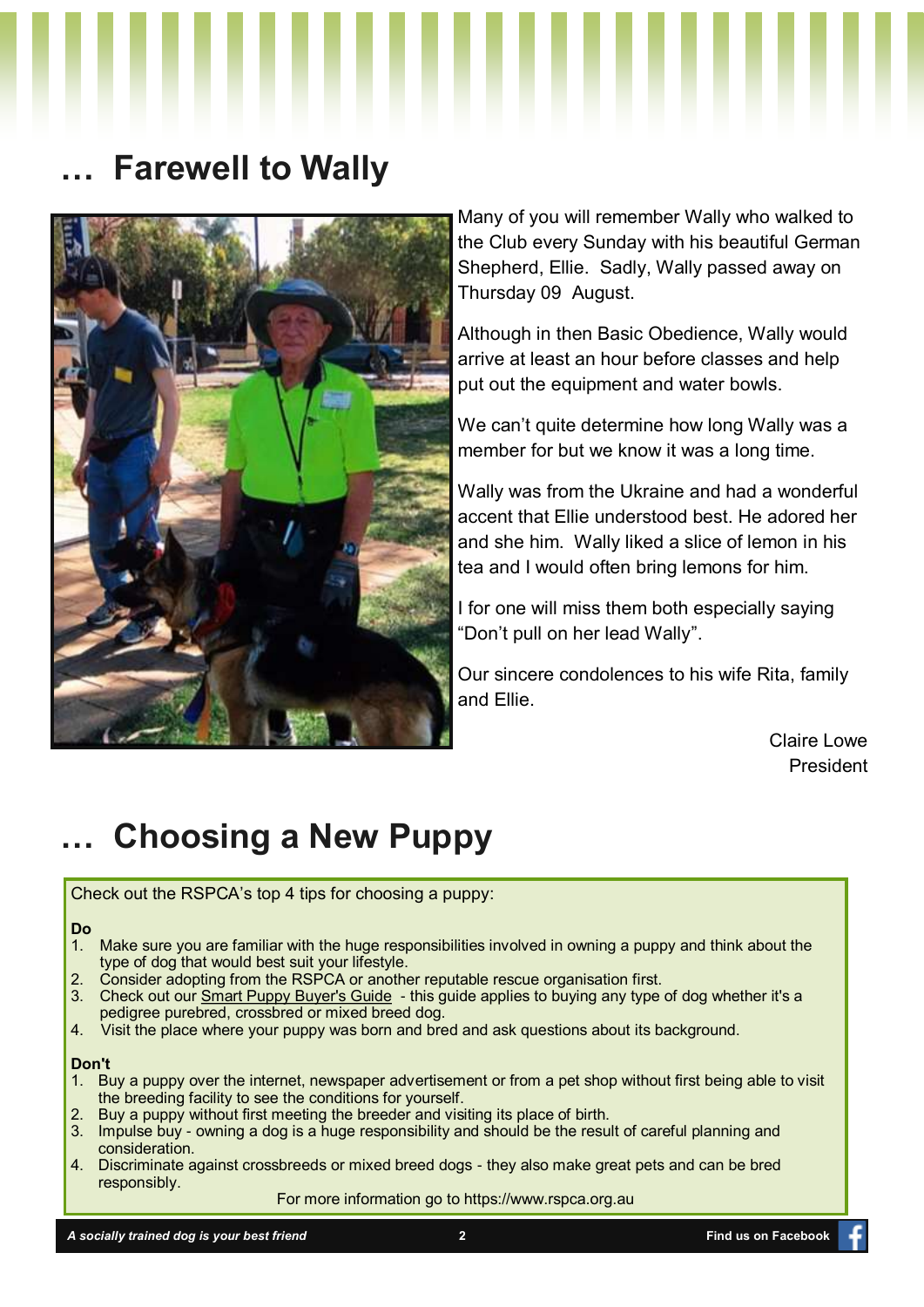## … Farewell to Wally

Many of you will remember Wally who walked to the Club every Sunday with his beautiful German Shepherd, Ellie. Sadly, Wally passed away on Thursday 09 August.

Although in then Basic Obedience, Wally would arrive at least an hour before classes and help put out the equipment and water bowls.

We can't quite determine how long Wally was a member for but we know it was a long time.

Wally was from the Ukraine and had a wonderful accent that Ellie understood best. He adored her and she him. Wally liked a slice of lemon in his tea and I would often bring lemons for him.

I for one will miss them both especially saying "Don't pull on her lead Wally".

Our sincere condolences to his wife Rita, family and Ellie.

Claire Lowe
President

## … Choosing a New Puppy

Check out the RSPCA's top 4 tips for choosing a puppy:

**Do**

1. Make sure you are familiar with the huge responsibilities involved in owning a puppy and think about the type of dog that would best suit your lifestyle.
2. Consider adopting from the RSPCA or another reputable rescue organisation first.
3. Check out our Smart Puppy Buyer's Guide - this guide applies to buying any type of dog whether it's a pedigree purebred, crossbred or mixed breed dog.
4. Visit the place where your puppy was born and bred and ask questions about its background.

**Don't**

1. Buy a puppy over the internet, newspaper advertisement or from a pet shop without first being able to visit the breeding facility to see the conditions for yourself.
2. Buy a puppy without first meeting the breeder and visiting its place of birth.
3. Impulse buy - owning a dog is a huge responsibility and should be the result of careful planning and consideration.
4. Discriminate against crossbreeds or mixed breed dogs - they also make great pets and can be bred responsibly.

For more information go to https://www.rspca.org.au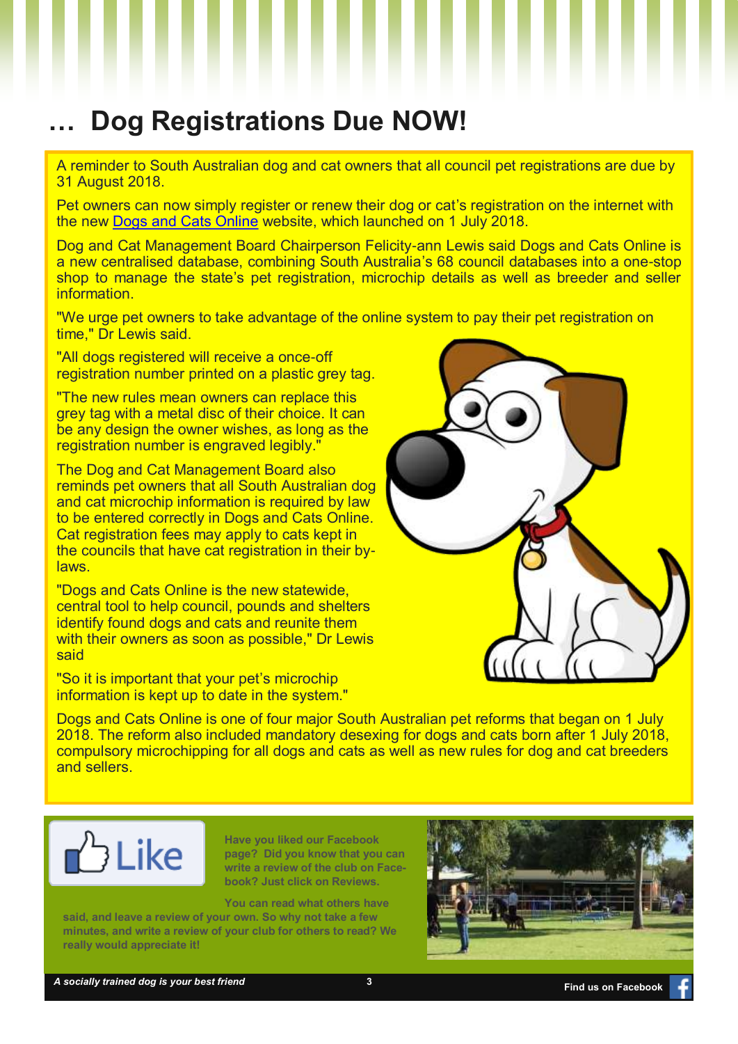# … Dog Registrations Due NOW!

A reminder to South Australian dog and cat owners that all council pet registrations are due by 31 August 2018.

Pet owners can now simply register or renew their dog or cat's registration on the internet with the new Dogs and Cats Online website, which launched on 1 July 2018.

Dog and Cat Management Board Chairperson Felicity-ann Lewis said Dogs and Cats Online is a new centralised database, combining South Australia's 68 council databases into a one-stop shop to manage the state's pet registration, microchip details as well as breeder and seller information.

"We urge pet owners to take advantage of the online system to pay their pet registration on time," Dr Lewis said.

"All dogs registered will receive a once-off registration number printed on a plastic grey tag.

"The new rules mean owners can replace this grey tag with a metal disc of their choice. It can be any design the owner wishes, as long as the registration number is engraved legibly."

The Dog and Cat Management Board also reminds pet owners that all South Australian dog and cat microchip information is required by law to be entered correctly in Dogs and Cats Online. Cat registration fees may apply to cats kept in the councils that have cat registration in their by-laws.

"Dogs and Cats Online is the new statewide, central tool to help council, pounds and shelters identify found dogs and cats and reunite them with their owners as soon as possible," Dr Lewis said

"So it is important that your pet's microchip information is kept up to date in the system."

Dogs and Cats Online is one of four major South Australian pet reforms that began on 1 July 2018. The reform also included mandatory desexing for dogs and cats born after 1 July 2018, compulsory microchipping for all dogs and cats as well as new rules for dog and cat breeders and sellers.

**Have you liked our Facebook page? Did you know that you can write a review of the club on Facebook? Just click on Reviews.**

**You can read what others have said, and leave a review of your own. So why not take a few minutes, and write a review of your club for others to read? We really would appreciate it!**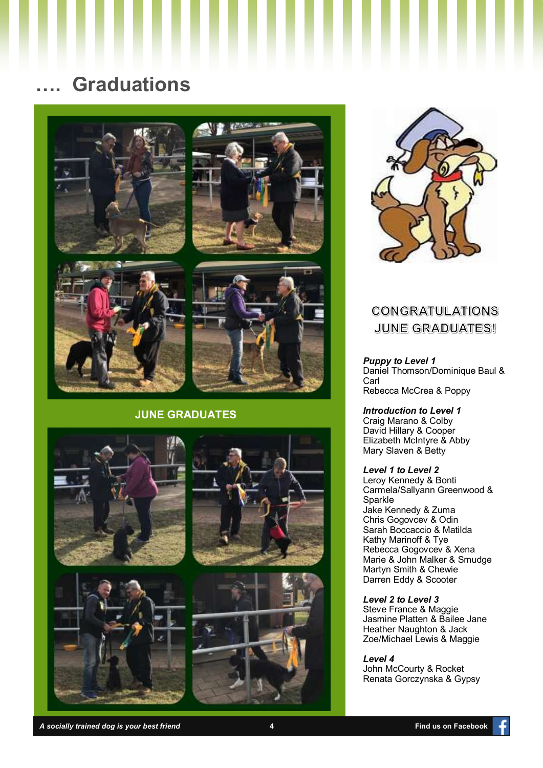# …. Graduations

JUNE GRADUATES

CONGRATULATIONS JUNE GRADUATES!

***Puppy to Level 1***
Daniel Thomson/Dominique Baul & Carl
Rebecca McCrea & Poppy

***Introduction to Level 1***
Craig Marano & Colby
David Hillary & Cooper
Elizabeth McIntyre & Abby
Mary Slaven & Betty

***Level 1 to Level 2***
Leroy Kennedy & Bonti
Carmela/Sallyann Greenwood & Sparkle
Jake Kennedy & Zuma
Chris Gogovcev & Odin
Sarah Boccaccio & Matilda
Kathy Marinoff & Tye
Rebecca Gogovcev & Xena
Marie & John Malker & Smudge
Martyn Smith & Chewie
Darren Eddy & Scooter

***Level 2 to Level 3***
Steve France & Maggie
Jasmine Platten & Bailee Jane
Heather Naughton & Jack
Zoe/Michael Lewis & Maggie

***Level 4***
John McCourty & Rocket
Renata Gorczynska & Gypsy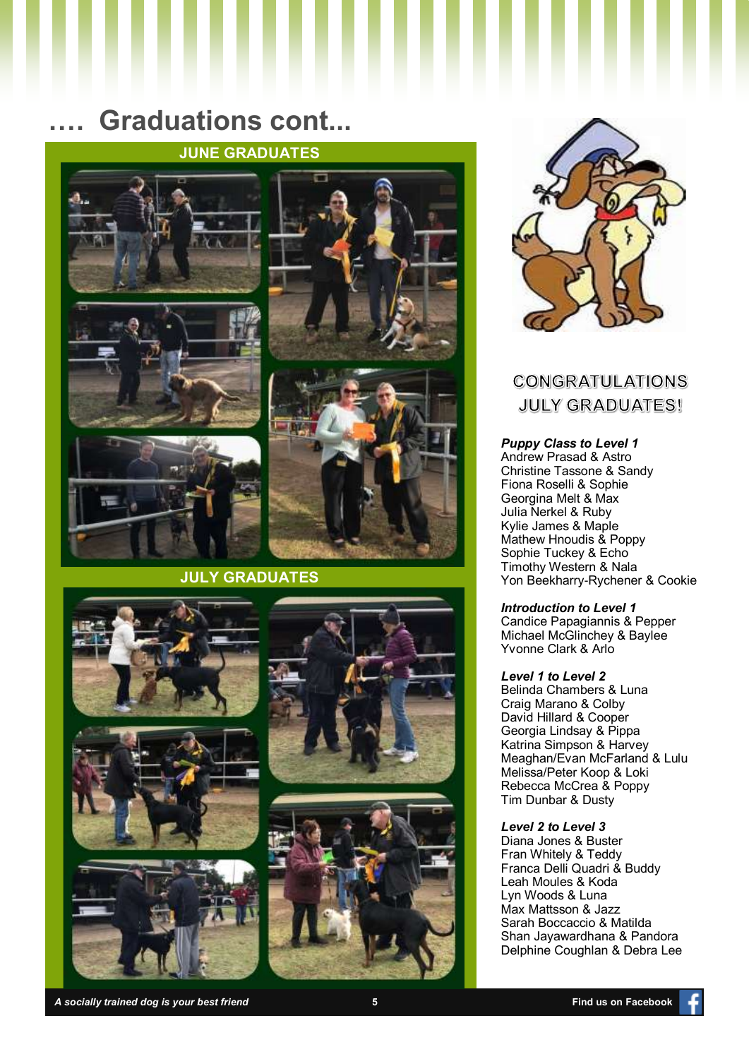# …. Graduations cont...

## JUNE GRADUATES

## JULY GRADUATES

## CONGRATULATIONS JULY GRADUATES!

***Puppy Class to Level 1***

Andrew Prasad & Astro
Christine Tassone & Sandy
Fiona Roselli & Sophie
Georgina Melt & Max
Julia Nerkel & Ruby
Kylie James & Maple
Mathew Hnoudis & Poppy
Sophie Tuckey & Echo
Timothy Western & Nala
Yon Beekharry-Rychener & Cookie

***Introduction to Level 1***

Candice Papagiannis & Pepper
Michael McGlinchey & Baylee
Yvonne Clark & Arlo

***Level 1 to Level 2***

Belinda Chambers & Luna
Craig Marano & Colby
David Hillard & Cooper
Georgia Lindsay & Pippa
Katrina Simpson & Harvey
Meaghan/Evan McFarland & Lulu
Melissa/Peter Koop & Loki
Rebecca McCrea & Poppy
Tim Dunbar & Dusty

***Level 2 to Level 3***

Diana Jones & Buster
Fran Whitely & Teddy
Franca Delli Quadri & Buddy
Leah Moules & Koda
Lyn Woods & Luna
Max Mattsson & Jazz
Sarah Boccaccio & Matilda
Shan Jayawardhana & Pandora
Delphine Coughlan & Debra Lee

*A socially trained dog is your best friend*

Find us on Facebook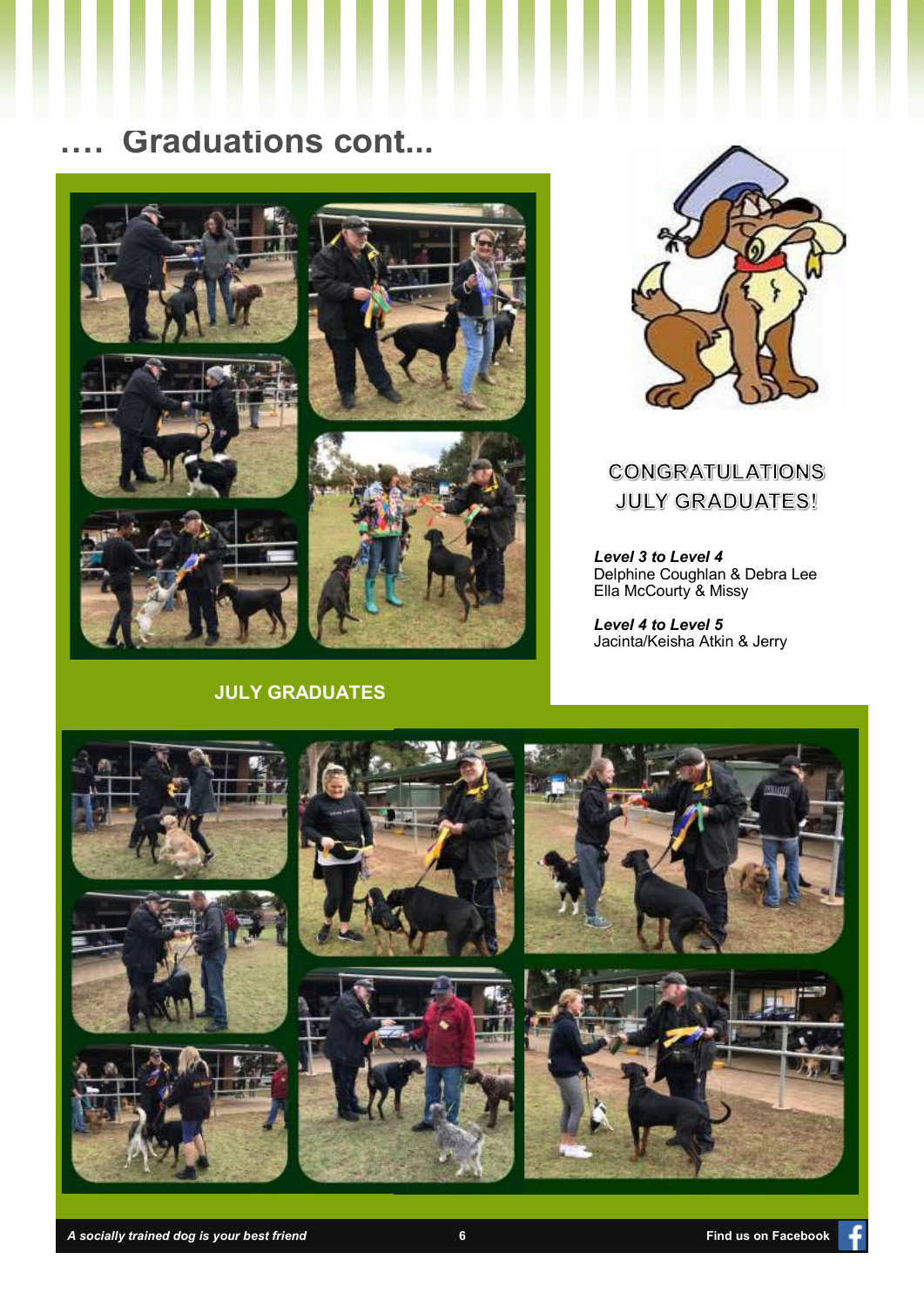# …. Graduations cont...

JULY GRADUATES

CONGRATULATIONS JULY GRADUATES!

***Level 3 to Level 4***
Delphine Coughlan & Debra Lee
Ella McCourty & Missy

***Level 4 to Level 5***
Jacinta/Keisha Atkin & Jerry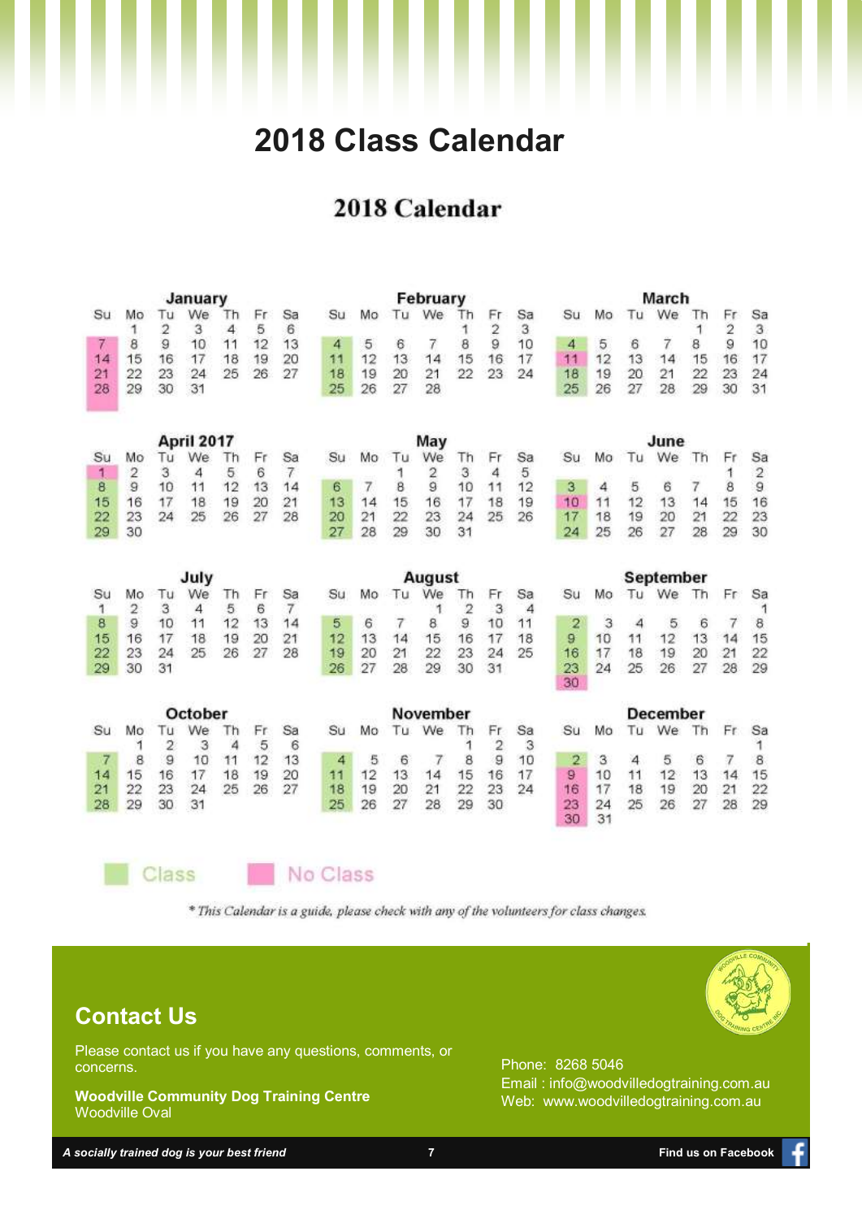# 2018 Class Calendar

## 2018 Calendar

### January

| Su | Mo | Tu | We | Th | Fr | Sa |
|---|---|---|---|---|---|---|
| | 1 | 2 | 3 | 4 | 5 | 6 |
| 7 | 8 | 9 | 10 | 11 | 12 | 13 |
| 14 | 15 | 16 | 17 | 18 | 19 | 20 |
| 21 | 22 | 23 | 24 | 25 | 26 | 27 |
| 28 | 29 | 30 | 31 | | | |

### February

| Su | Mo | Tu | We | Th | Fr | Sa |
|---|---|---|---|---|---|---|
| | | | | 1 | 2 | 3 |
| 4 | 5 | 6 | 7 | 8 | 9 | 10 |
| 11 | 12 | 13 | 14 | 15 | 16 | 17 |
| 18 | 19 | 20 | 21 | 22 | 23 | 24 |
| 25 | 26 | 27 | 28 | | | |

### March

| Su | Mo | Tu | We | Th | Fr | Sa |
|---|---|---|---|---|---|---|
| | | | | 1 | 2 | 3 |
| 4 | 5 | 6 | 7 | 8 | 9 | 10 |
| 11 | 12 | 13 | 14 | 15 | 16 | 17 |
| 18 | 19 | 20 | 21 | 22 | 23 | 24 |
| 25 | 26 | 27 | 28 | 29 | 30 | 31 |

### April 2017

| Su | Mo | Tu | We | Th | Fr | Sa |
|---|---|---|---|---|---|---|
| 1 | 2 | 3 | 4 | 5 | 6 | 7 |
| 8 | 9 | 10 | 11 | 12 | 13 | 14 |
| 15 | 16 | 17 | 18 | 19 | 20 | 21 |
| 22 | 23 | 24 | 25 | 26 | 27 | 28 |
| 29 | 30 | | | | | |

### May

| Su | Mo | Tu | We | Th | Fr | Sa |
|---|---|---|---|---|---|---|
| | | 1 | 2 | 3 | 4 | 5 |
| 6 | 7 | 8 | 9 | 10 | 11 | 12 |
| 13 | 14 | 15 | 16 | 17 | 18 | 19 |
| 20 | 21 | 22 | 23 | 24 | 25 | 26 |
| 27 | 28 | 29 | 30 | 31 | | |

### June

| Su | Mo | Tu | We | Th | Fr | Sa |
|---|---|---|---|---|---|---|
| | | | | | 1 | 2 |
| 3 | 4 | 5 | 6 | 7 | 8 | 9 |
| 10 | 11 | 12 | 13 | 14 | 15 | 16 |
| 17 | 18 | 19 | 20 | 21 | 22 | 23 |
| 24 | 25 | 26 | 27 | 28 | 29 | 30 |

### July

| Su | Mo | Tu | We | Th | Fr | Sa |
|---|---|---|---|---|---|---|
| 1 | 2 | 3 | 4 | 5 | 6 | 7 |
| 8 | 9 | 10 | 11 | 12 | 13 | 14 |
| 15 | 16 | 17 | 18 | 19 | 20 | 21 |
| 22 | 23 | 24 | 25 | 26 | 27 | 28 |
| 29 | 30 | 31 | | | | |

### August

| Su | Mo | Tu | We | Th | Fr | Sa |
|---|---|---|---|---|---|---|
| | | | 1 | 2 | 3 | 4 |
| 5 | 6 | 7 | 8 | 9 | 10 | 11 |
| 12 | 13 | 14 | 15 | 16 | 17 | 18 |
| 19 | 20 | 21 | 22 | 23 | 24 | 25 |
| 26 | 27 | 28 | 29 | 30 | 31 | |

### September

| Su | Mo | Tu | We | Th | Fr | Sa |
|---|---|---|---|---|---|---|
| | | | | | | 1 |
| 2 | 3 | 4 | 5 | 6 | 7 | 8 |
| 9 | 10 | 11 | 12 | 13 | 14 | 15 |
| 16 | 17 | 18 | 19 | 20 | 21 | 22 |
| 23 | 24 | 25 | 26 | 27 | 28 | 29 |
| 30 | | | | | | |

### October

| Su | Mo | Tu | We | Th | Fr | Sa |
|---|---|---|---|---|---|---|
| | 1 | 2 | 3 | 4 | 5 | 6 |
| 7 | 8 | 9 | 10 | 11 | 12 | 13 |
| 14 | 15 | 16 | 17 | 18 | 19 | 20 |
| 21 | 22 | 23 | 24 | 25 | 26 | 27 |
| 28 | 29 | 30 | 31 | | | |

### November

| Su | Mo | Tu | We | Th | Fr | Sa |
|---|---|---|---|---|---|---|
| | | | | 1 | 2 | 3 |
| 4 | 5 | 6 | 7 | 8 | 9 | 10 |
| 11 | 12 | 13 | 14 | 15 | 16 | 17 |
| 18 | 19 | 20 | 21 | 22 | 23 | 24 |
| 25 | 26 | 27 | 28 | 29 | 30 | |

### December

| Su | Mo | Tu | We | Th | Fr | Sa |
|---|---|---|---|---|---|---|
| | | | | | | 1 |
| 2 | 3 | 4 | 5 | 6 | 7 | 8 |
| 9 | 10 | 11 | 12 | 13 | 14 | 15 |
| 16 | 17 | 18 | 19 | 20 | 21 | 22 |
| 23 | 24 | 25 | 26 | 27 | 28 | 29 |
| 30 | 31 | | | | | |

Class    No Class

*\* This Calendar is a guide, please check with any of the volunteers for class changes.*

## Contact Us

Please contact us if you have any questions, comments, or concerns.

**Woodville Community Dog Training Centre**
Woodville Oval

Phone: 8268 5046
Email : info@woodvilledogtraining.com.au
Web: www.woodvilledogtraining.com.au

***A socially trained dog is your best friend***

**Find us on Facebook**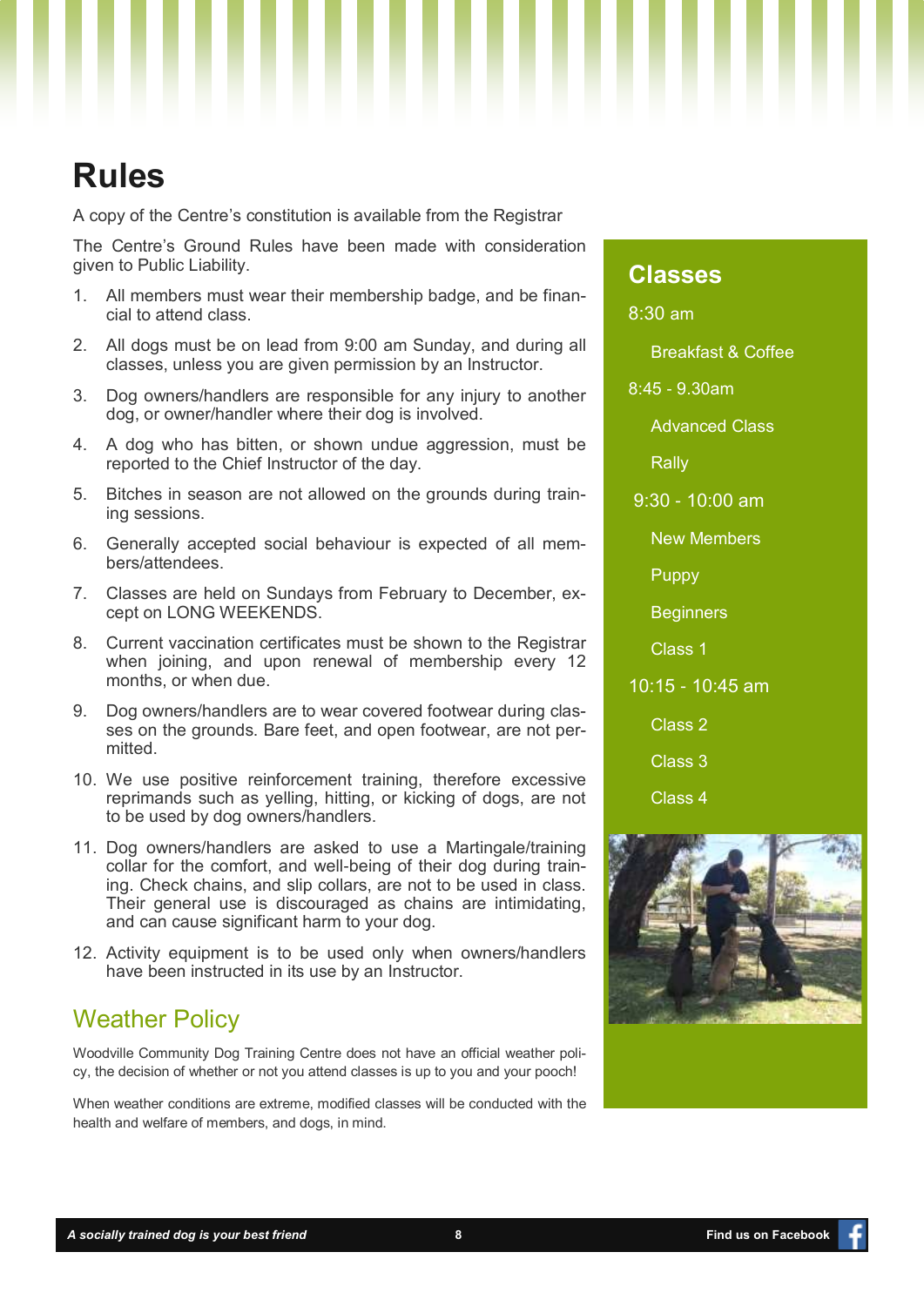# Rules

A copy of the Centre's constitution is available from the Registrar

The Centre's Ground Rules have been made with consideration given to Public Liability.

1. All members must wear their membership badge, and be financial to attend class.
2. All dogs must be on lead from 9:00 am Sunday, and during all classes, unless you are given permission by an Instructor.
3. Dog owners/handlers are responsible for any injury to another dog, or owner/handler where their dog is involved.
4. A dog who has bitten, or shown undue aggression, must be reported to the Chief Instructor of the day.
5. Bitches in season are not allowed on the grounds during training sessions.
6. Generally accepted social behaviour is expected of all members/attendees.
7. Classes are held on Sundays from February to December, except on LONG WEEKENDS.
8. Current vaccination certificates must be shown to the Registrar when joining, and upon renewal of membership every 12 months, or when due.
9. Dog owners/handlers are to wear covered footwear during classes on the grounds. Bare feet, and open footwear, are not permitted.
10. We use positive reinforcement training, therefore excessive reprimands such as yelling, hitting, or kicking of dogs, are not to be used by dog owners/handlers.
11. Dog owners/handlers are asked to use a Martingale/training collar for the comfort, and well-being of their dog during training. Check chains, and slip collars, are not to be used in class. Their general use is discouraged as chains are intimidating, and can cause significant harm to your dog.
12. Activity equipment is to be used only when owners/handlers have been instructed in its use by an Instructor.

## Weather Policy

Woodville Community Dog Training Centre does not have an official weather policy, the decision of whether or not you attend classes is up to you and your pooch!

When weather conditions are extreme, modified classes will be conducted with the health and welfare of members, and dogs, in mind.

## Classes

8:30 am

- Breakfast & Coffee

8:45 - 9.30am

- Advanced Class
- Rally

9:30 - 10:00 am

- New Members
- Puppy
- Beginners
- Class 1

10:15 - 10:45 am

- Class 2
- Class 3
- Class 4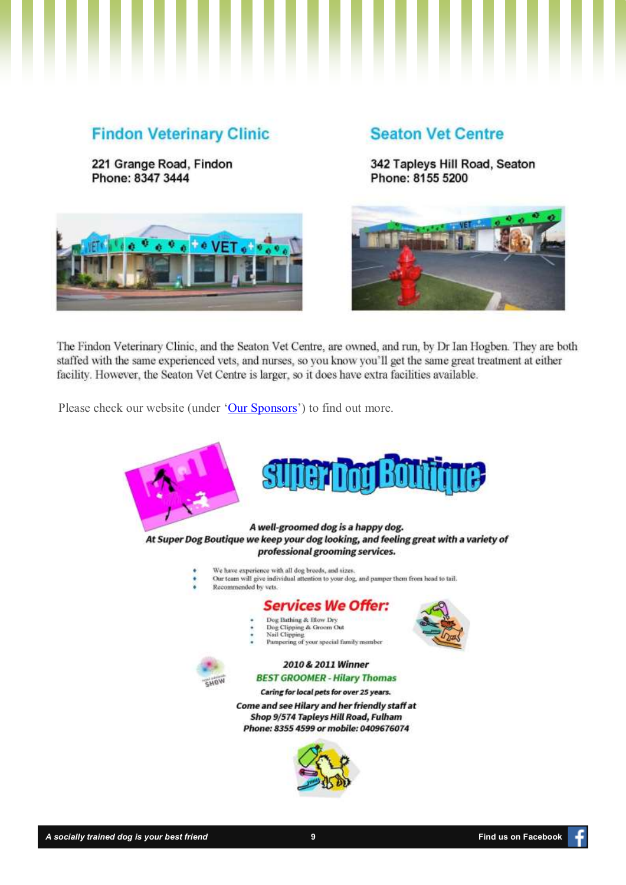## Findon Veterinary Clinic

221 Grange Road, Findon
Phone: 8347 3444

## Seaton Vet Centre

342 Tapleys Hill Road, Seaton
Phone: 8155 5200

The Findon Veterinary Clinic, and the Seaton Vet Centre, are owned, and run, by Dr Ian Hogben. They are both staffed with the same experienced vets, and nurses, so you know you'll get the same great treatment at either facility. However, the Seaton Vet Centre is larger, so it does have extra facilities available.

Please check our website (under 'Our Sponsors') to find out more.

## Super Dog Boutique

***A well-groomed dog is a happy dog.***
***At Super Dog Boutique we keep your dog looking, and feeling great with a variety of professional grooming services.***

- We have experience with all dog breeds, and sizes.
- Our team will give individual attention to your dog, and pamper them from head to tail.
- Recommended by vets.

### Services We Offer:

- Dog Bathing & Blow Dry
- Dog Clipping & Groom Out
- Nail Clipping
- Pampering of your special family member

***2010 & 2011 Winner***
***BEST GROOMER - Hilary Thomas***
***Caring for local pets for over 25 years.***

***Come and see Hilary and her friendly staff at***
***Shop 9/574 Tapleys Hill Road, Fulham***
***Phone: 8355 4599 or mobile: 0409676074***